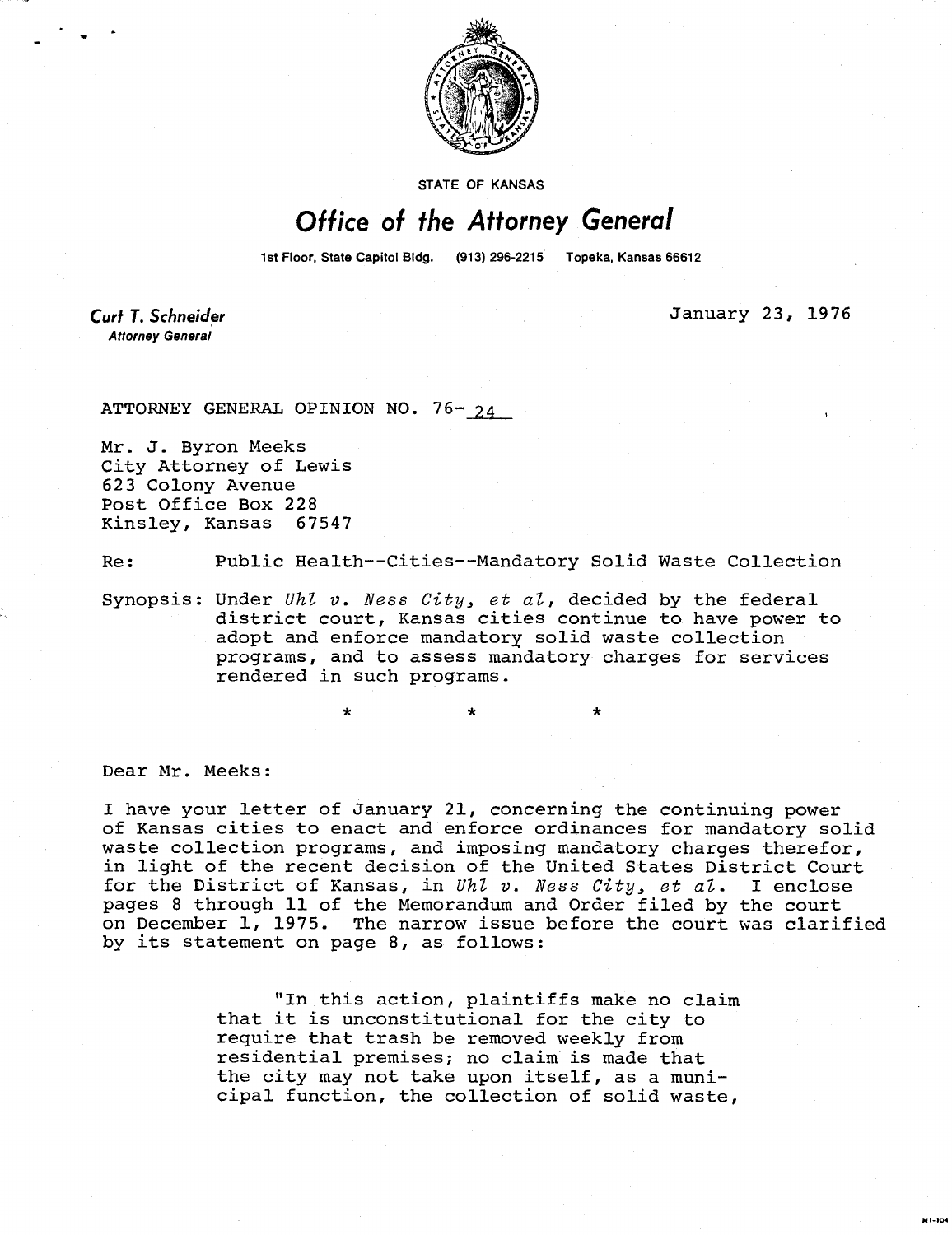STATE OF KANSAS

# Office of the Attorney General

1st Floor, State Capitol Bldg. (913) 296-2215 Topeka, Kansas 66612

**Curt T. Schneider**
*Attorney General*

January 23, 1976

ATTORNEY GENERAL OPINION NO. 76-24

Mr. J. Byron Meeks
City Attorney of Lewis
623 Colony Avenue
Post Office Box 228
Kinsley, Kansas 67547

Re: Public Health--Cities--Mandatory Solid Waste Collection

Synopsis: Under *Uhl v. Ness City, et al*, decided by the federal district court, Kansas cities continue to have power to adopt and enforce mandatory solid waste collection programs, and to assess mandatory charges for services rendered in such programs.

\* \* \*

Dear Mr. Meeks:

I have your letter of January 21, concerning the continuing power of Kansas cities to enact and enforce ordinances for mandatory solid waste collection programs, and imposing mandatory charges therefor, in light of the recent decision of the United States District Court for the District of Kansas, in *Uhl v. Ness City, et al.* I enclose pages 8 through 11 of the Memorandum and Order filed by the court on December 1, 1975. The narrow issue before the court was clarified by its statement on page 8, as follows:

> "In this action, plaintiffs make no claim that it is unconstitutional for the city to require that trash be removed weekly from residential premises; no claim is made that the city may not take upon itself, as a municipal function, the collection of solid waste,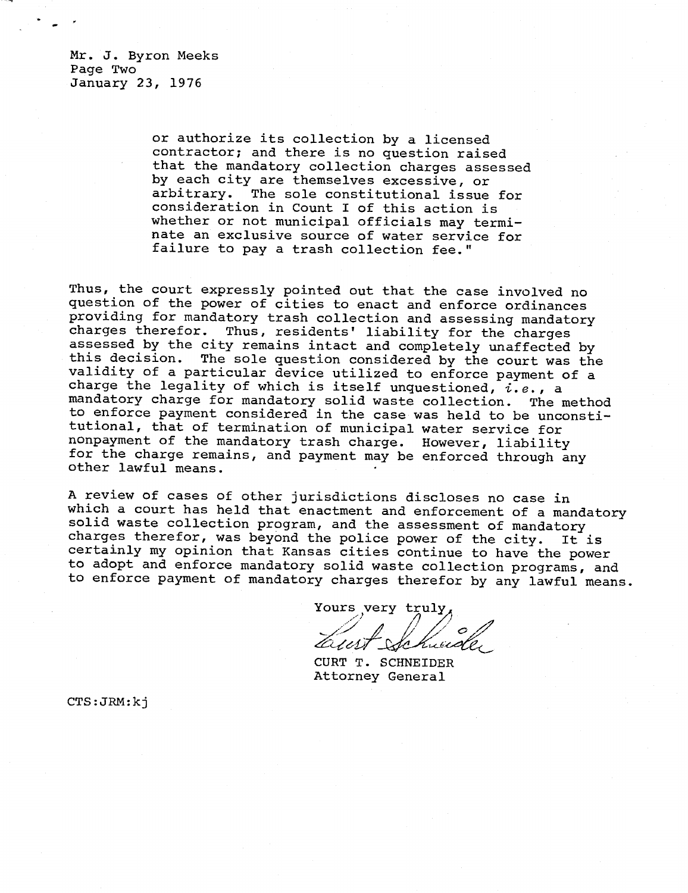Mr. J. Byron Meeks
Page Two
January 23, 1976

> or authorize its collection by a licensed contractor; and there is no question raised that the mandatory collection charges assessed by each city are themselves excessive, or arbitrary. The sole constitutional issue for consideration in Count I of this action is whether or not municipal officials may terminate an exclusive source of water service for failure to pay a trash collection fee."

Thus, the court expressly pointed out that the case involved no question of the power of cities to enact and enforce ordinances providing for mandatory trash collection and assessing mandatory charges therefor. Thus, residents' liability for the charges assessed by the city remains intact and completely unaffected by this decision. The sole question considered by the court was the validity of a particular device utilized to enforce payment of a charge the legality of which is itself unquestioned, *i.e.*, a mandatory charge for mandatory solid waste collection. The method to enforce payment considered in the case was held to be unconstitutional, that of termination of municipal water service for nonpayment of the mandatory trash charge. However, liability for the charge remains, and payment may be enforced through any other lawful means.

A review of cases of other jurisdictions discloses no case in which a court has held that enactment and enforcement of a mandatory solid waste collection program, and the assessment of mandatory charges therefor, was beyond the police power of the city. It is certainly my opinion that Kansas cities continue to have the power to adopt and enforce mandatory solid waste collection programs, and to enforce payment of mandatory charges therefor by any lawful means.

Yours very truly,

Curt Schneider

CURT T. SCHNEIDER
Attorney General

CTS:JRM:kj